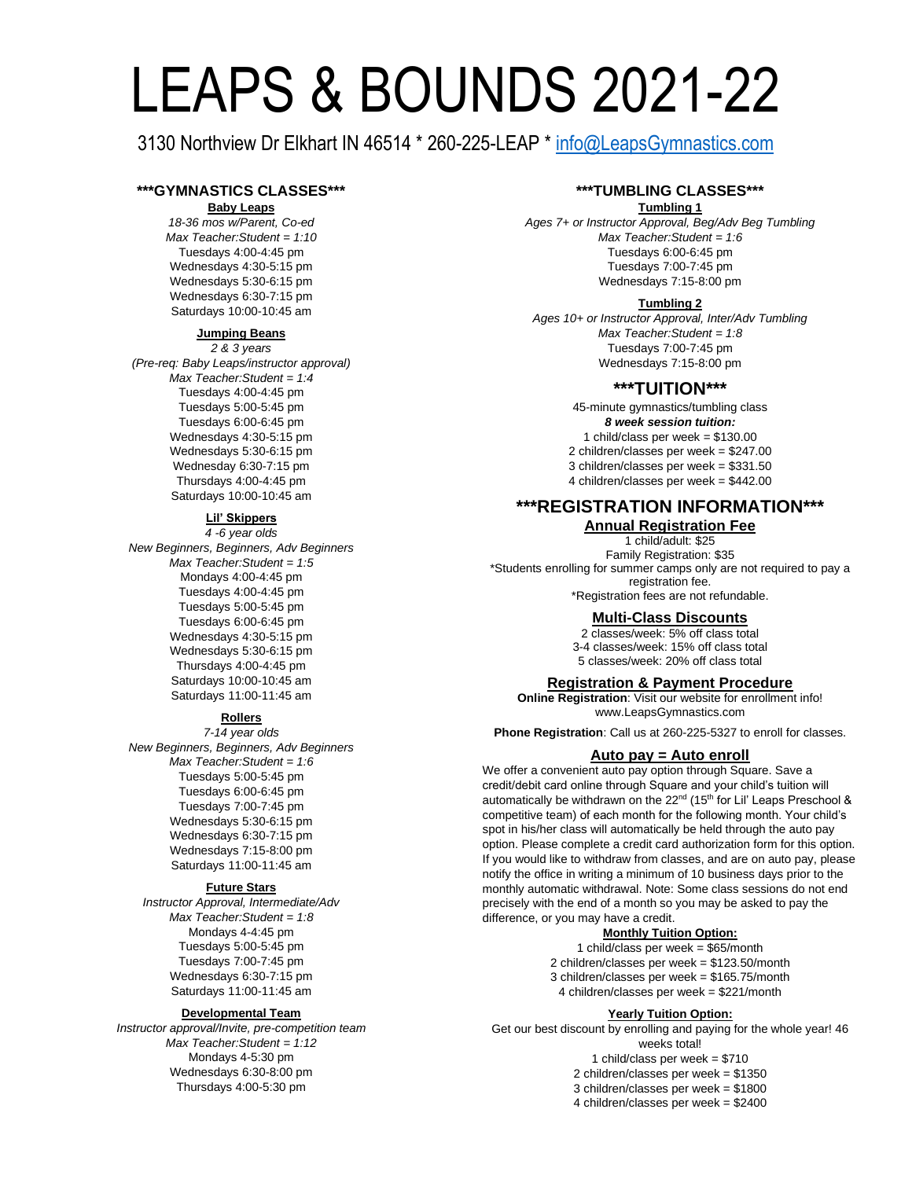# LEAPS & BOUNDS 2021-22

3130 Northview Dr Elkhart IN 46514 * 260-225-LEAP * info@LeapsGymnastics.com

## ***GYMNASTICS CLASSES***

### Baby Leaps

*18-36 mos w/Parent, Co-ed*
*Max Teacher:Student = 1:10*
Tuesdays 4:00-4:45 pm
Wednesdays 4:30-5:15 pm
Wednesdays 5:30-6:15 pm
Wednesdays 6:30-7:15 pm
Saturdays 10:00-10:45 am

### Jumping Beans

*2 & 3 years*
*(Pre-req: Baby Leaps/instructor approval)*
*Max Teacher:Student = 1:4*
Tuesdays 4:00-4:45 pm
Tuesdays 5:00-5:45 pm
Tuesdays 6:00-6:45 pm
Wednesdays 4:30-5:15 pm
Wednesdays 5:30-6:15 pm
Wednesday 6:30-7:15 pm
Thursdays 4:00-4:45 pm
Saturdays 10:00-10:45 am

### Lil' Skippers

*4 -6 year olds*
*New Beginners, Beginners, Adv Beginners*
*Max Teacher:Student = 1:5*
Mondays 4:00-4:45 pm
Tuesdays 4:00-4:45 pm
Tuesdays 5:00-5:45 pm
Tuesdays 6:00-6:45 pm
Wednesdays 4:30-5:15 pm
Wednesdays 5:30-6:15 pm
Thursdays 4:00-4:45 pm
Saturdays 10:00-10:45 am
Saturdays 11:00-11:45 am

### Rollers

*7-14 year olds*
*New Beginners, Beginners, Adv Beginners*
*Max Teacher:Student = 1:6*
Tuesdays 5:00-5:45 pm
Tuesdays 6:00-6:45 pm
Tuesdays 7:00-7:45 pm
Wednesdays 5:30-6:15 pm
Wednesdays 6:30-7:15 pm
Wednesdays 7:15-8:00 pm
Saturdays 11:00-11:45 am

### Future Stars

*Instructor Approval, Intermediate/Adv*
*Max Teacher:Student = 1:8*
Mondays 4-4:45 pm
Tuesdays 5:00-5:45 pm
Tuesdays 7:00-7:45 pm
Wednesdays 6:30-7:15 pm
Saturdays 11:00-11:45 am

### Developmental Team

*Instructor approval/Invite, pre-competition team*
*Max Teacher:Student = 1:12*
Mondays 4-5:30 pm
Wednesdays 6:30-8:00 pm
Thursdays 4:00-5:30 pm

## ***TUMBLING CLASSES***

### Tumbling 1

*Ages 7+ or Instructor Approval, Beg/Adv Beg Tumbling*
*Max Teacher:Student = 1:6*
Tuesdays 6:00-6:45 pm
Tuesdays 7:00-7:45 pm
Wednesdays 7:15-8:00 pm

### Tumbling 2

*Ages 10+ or Instructor Approval, Inter/Adv Tumbling*
*Max Teacher:Student = 1:8*
Tuesdays 7:00-7:45 pm
Wednesdays 7:15-8:00 pm

## ***TUITION***

45-minute gymnastics/tumbling class
***8 week session tuition:***
1 child/class per week = $130.00
2 children/classes per week = $247.00
3 children/classes per week = $331.50
4 children/classes per week = $442.00

## ***REGISTRATION INFORMATION***

### Annual Registration Fee

1 child/adult: $25
Family Registration: $35
*Students enrolling for summer camps only are not required to pay a registration fee.
*Registration fees are not refundable.

### Multi-Class Discounts

2 classes/week: 5% off class total
3-4 classes/week: 15% off class total
5 classes/week: 20% off class total

### Registration & Payment Procedure

**Online Registration**: Visit our website for enrollment info! www.LeapsGymnastics.com

**Phone Registration**: Call us at 260-225-5327 to enroll for classes.

### Auto pay = Auto enroll

We offer a convenient auto pay option through Square. Save a credit/debit card online through Square and your child's tuition will automatically be withdrawn on the 22nd (15th for Lil' Leaps Preschool & competitive team) of each month for the following month. Your child's spot in his/her class will automatically be held through the auto pay option. Please complete a credit card authorization form for this option. If you would like to withdraw from classes, and are on auto pay, please notify the office in writing a minimum of 10 business days prior to the monthly automatic withdrawal. Note: Some class sessions do not end precisely with the end of a month so you may be asked to pay the difference, or you may have a credit.

**Monthly Tuition Option:**

1 child/class per week = $65/month
2 children/classes per week = $123.50/month
3 children/classes per week = $165.75/month
4 children/classes per week = $221/month

**Yearly Tuition Option:**

Get our best discount by enrolling and paying for the whole year! 46 weeks total!
1 child/class per week = $710
2 children/classes per week = $1350
3 children/classes per week = $1800
4 children/classes per week = $2400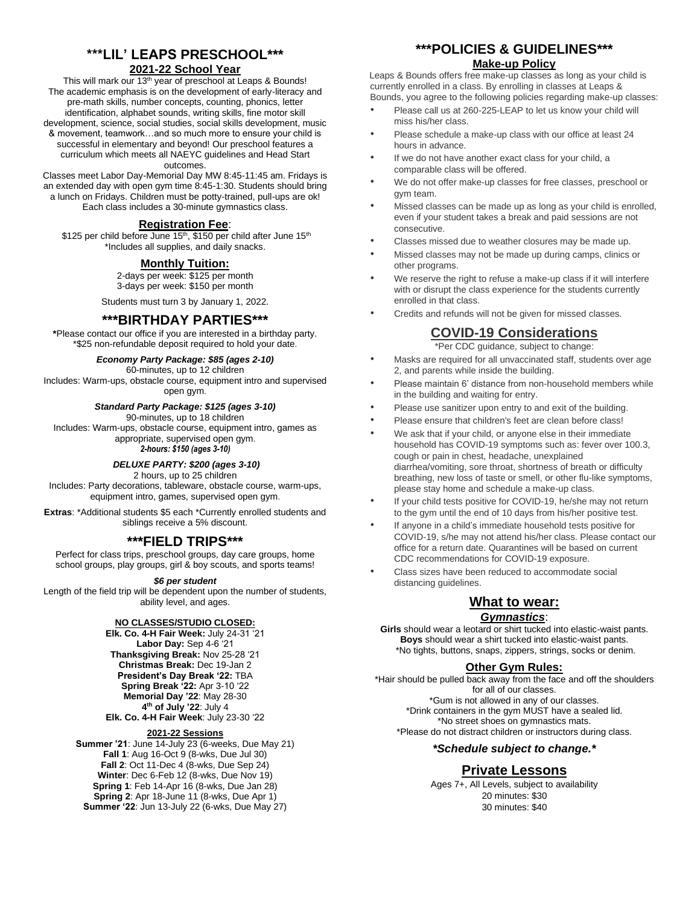## ***LIL' LEAPS PRESCHOOL***

**2021-22 School Year**

This will mark our 13th year of preschool at Leaps & Bounds! The academic emphasis is on the development of early-literacy and pre-math skills, number concepts, counting, phonics, letter identification, alphabet sounds, writing skills, fine motor skill development, science, social studies, social skills development, music & movement, teamwork…and so much more to ensure your child is successful in elementary and beyond! Our preschool features a curriculum which meets all NAEYC guidelines and Head Start outcomes.

Classes meet Labor Day-Memorial Day MW 8:45-11:45 am. Fridays is an extended day with open gym time 8:45-1:30. Students should bring a lunch on Fridays. Children must be potty-trained, pull-ups are ok! Each class includes a 30-minute gymnastics class.

**Registration Fee**:

$125 per child before June 15th, $150 per child after June 15th

*Includes all supplies, and daily snacks.

**Monthly Tuition:**

2-days per week: $125 per month

3-days per week: $150 per month

Students must turn 3 by January 1, 2022.

## ***BIRTHDAY PARTIES***

***Please contact our office if you are interested in a birthday party.**

*$25 non-refundable deposit required to hold your date.

***Economy Party Package: $85 (ages 2-10)***

60-minutes, up to 12 children

Includes: Warm-ups, obstacle course, equipment intro and supervised open gym.

***Standard Party Package: $125 (ages 3-10)***

90-minutes, up to 18 children

Includes: Warm-ups, obstacle course, equipment intro, games as appropriate, supervised open gym.

***2-hours: $150 (ages 3-10)***

***DELUXE PARTY: $200 (ages 3-10)***

2 hours, up to 25 children

Includes: Party decorations, tableware, obstacle course, warm-ups, equipment intro, games, supervised open gym.

**Extras**: *Additional students $5 each *Currently enrolled students and siblings receive a 5% discount.

## ***FIELD TRIPS***

Perfect for class trips, preschool groups, day care groups, home school groups, play groups, girl & boy scouts, and sports teams!

***$6 per student***

Length of the field trip will be dependent upon the number of students, ability level, and ages.

**NO CLASSES/STUDIO CLOSED:**

**Elk. Co. 4-H Fair Week:** July 24-31 '21
**Labor Day:** Sep 4-6 '21
**Thanksgiving Break:** Nov 25-28 '21
**Christmas Break:** Dec 19-Jan 2
**President's Day Break '22:** TBA
**Spring Break '22:** Apr 3-10 '22
**Memorial Day '22**: May 28-30
**4th of July '22**: July 4
**Elk. Co. 4-H Fair Week**: July 23-30 '22

**2021-22 Sessions**

**Summer '21**: June 14-July 23 (6-weeks, Due May 21)
**Fall 1**: Aug 16-Oct 9 (8-wks, Due Jul 30)
**Fall 2**: Oct 11-Dec 4 (8-wks, Due Sep 24)
**Winter**: Dec 6-Feb 12 (8-wks, Due Nov 19)
**Spring 1**: Feb 14-Apr 16 (8-wks, Due Jan 28)
**Spring 2**: Apr 18-June 11 (8-wks, Due Apr 1)
**Summer '22**: Jun 13-July 22 (6-wks, Due May 27)

## ***POLICIES & GUIDELINES***

**Make-up Policy**

Leaps & Bounds offers free make-up classes as long as your child is currently enrolled in a class. By enrolling in classes at Leaps & Bounds, you agree to the following policies regarding make-up classes:

- Please call us at 260-225-LEAP to let us know your child will miss his/her class.
- Please schedule a make-up class with our office at least 24 hours in advance.
- If we do not have another exact class for your child, a comparable class will be offered.
- We do not offer make-up classes for free classes, preschool or gym team.
- Missed classes can be made up as long as your child is enrolled, even if your student takes a break and paid sessions are not consecutive.
- Classes missed due to weather closures may be made up.
- Missed classes may not be made up during camps, clinics or other programs.
- We reserve the right to refuse a make-up class if it will interfere with or disrupt the class experience for the students currently enrolled in that class.
- Credits and refunds will not be given for missed classes.

## COVID-19 Considerations

*Per CDC guidance, subject to change:

- Masks are required for all unvaccinated staff, students over age 2, and parents while inside the building.
- Please maintain 6' distance from non-household members while in the building and waiting for entry.
- Please use sanitizer upon entry to and exit of the building.
- Please ensure that children's feet are clean before class!
- We ask that if your child, or anyone else in their immediate household has COVID-19 symptoms such as: fever over 100.3, cough or pain in chest, headache, unexplained diarrhea/vomiting, sore throat, shortness of breath or difficulty breathing, new loss of taste or smell, or other flu-like symptoms, please stay home and schedule a make-up class.
- If your child tests positive for COVID-19, he/she may not return to the gym until the end of 10 days from his/her positive test.
- If anyone in a child's immediate household tests positive for COVID-19, s/he may not attend his/her class. Please contact our office for a return date. Quarantines will be based on current CDC recommendations for COVID-19 exposure.
- Class sizes have been reduced to accommodate social distancing guidelines.

## What to wear:

***Gymnastics***:

**Girls** should wear a leotard or shirt tucked into elastic-waist pants.
**Boys** should wear a shirt tucked into elastic-waist pants.
*No tights, buttons, snaps, zippers, strings, socks or denim.

**Other Gym Rules:**

*Hair should be pulled back away from the face and off the shoulders for all of our classes.
*Gum is not allowed in any of our classes.
*Drink containers in the gym MUST have a sealed lid.
*No street shoes on gymnastics mats.
*Please do not distract children or instructors during class.

***\*Schedule subject to change.\****

## Private Lessons

Ages 7+, All Levels, subject to availability

20 minutes: $30

30 minutes: $40